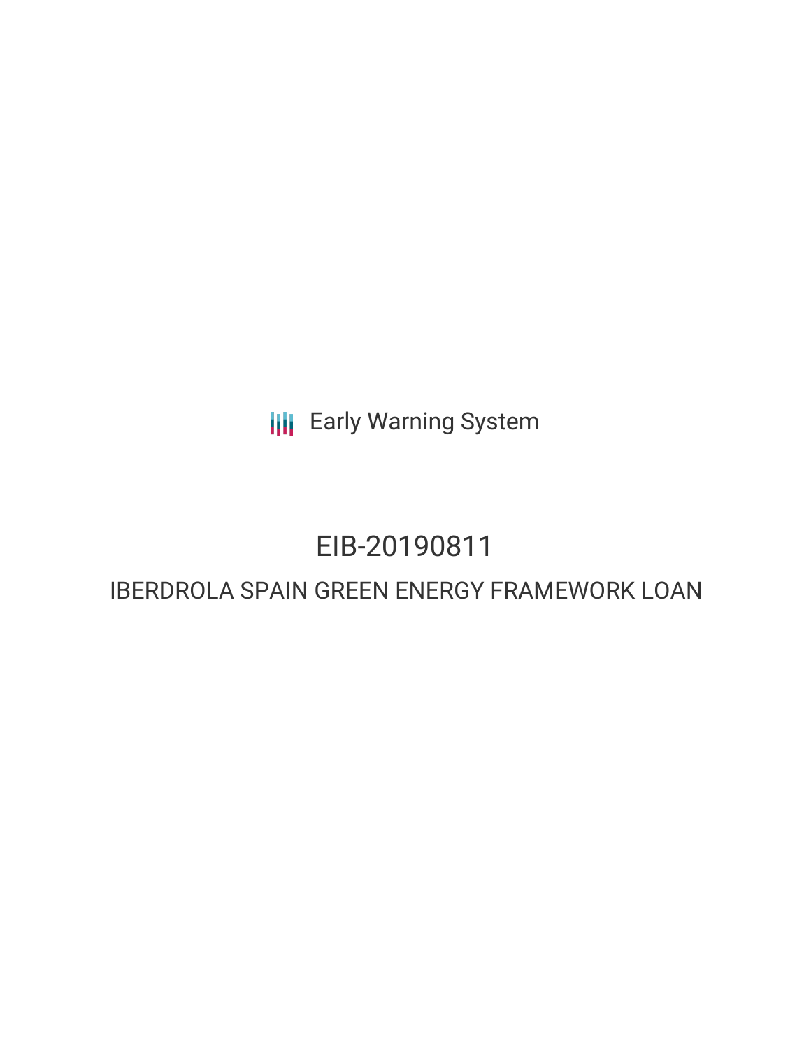Early Warning System

# EIB-20190811

## IBERDROLA SPAIN GREEN ENERGY FRAMEWORK LOAN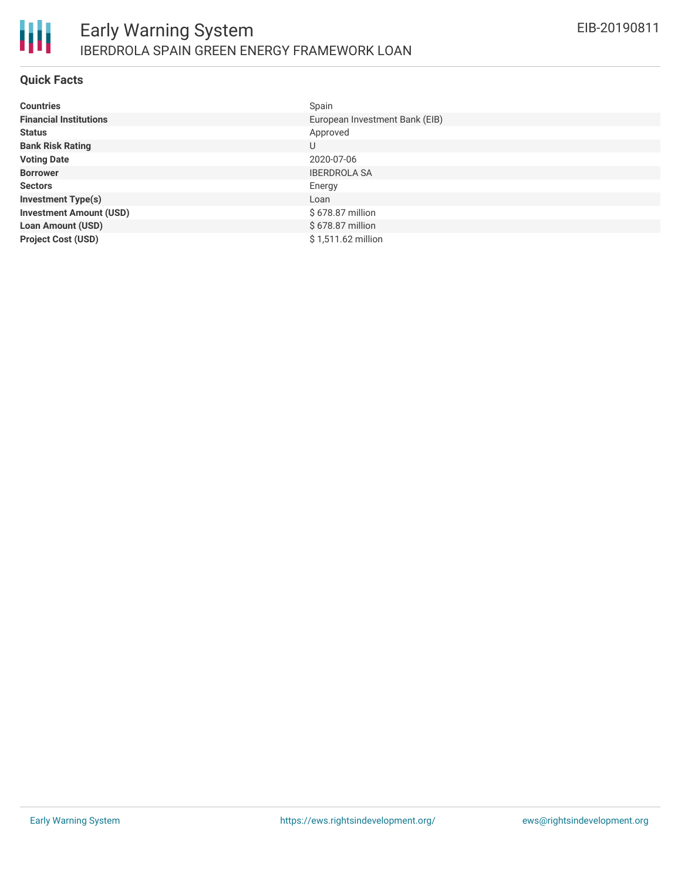# Early Warning System

IBERDROLA SPAIN GREEN ENERGY FRAMEWORK LOAN

EIB-20190811

## Quick Facts

| | |
|---|---|
| **Countries** | Spain |
| **Financial Institutions** | European Investment Bank (EIB) |
| **Status** | Approved |
| **Bank Risk Rating** | U |
| **Voting Date** | 2020-07-06 |
| **Borrower** | IBERDROLA SA |
| **Sectors** | Energy |
| **Investment Type(s)** | Loan |
| **Investment Amount (USD)** | $ 678.87 million |
| **Loan Amount (USD)** | $ 678.87 million |
| **Project Cost (USD)** | $ 1,511.62 million |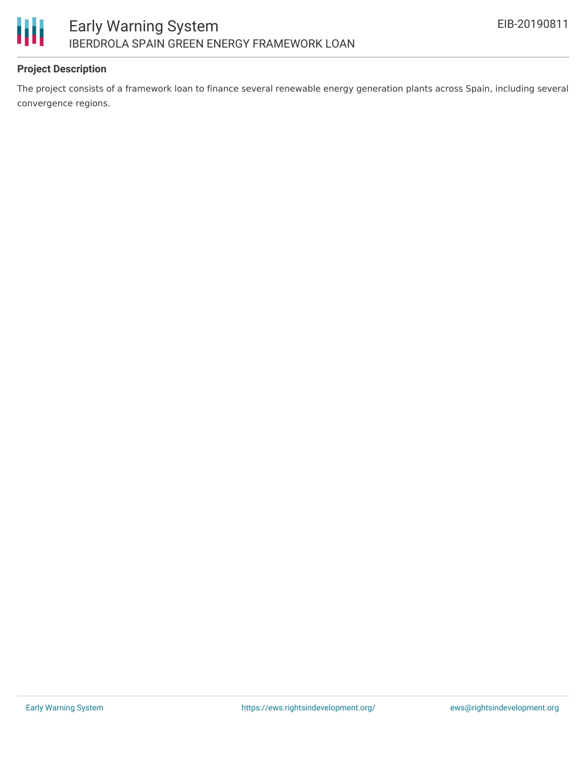**Project Description**

The project consists of a framework loan to finance several renewable energy generation plants across Spain, including several convergence regions.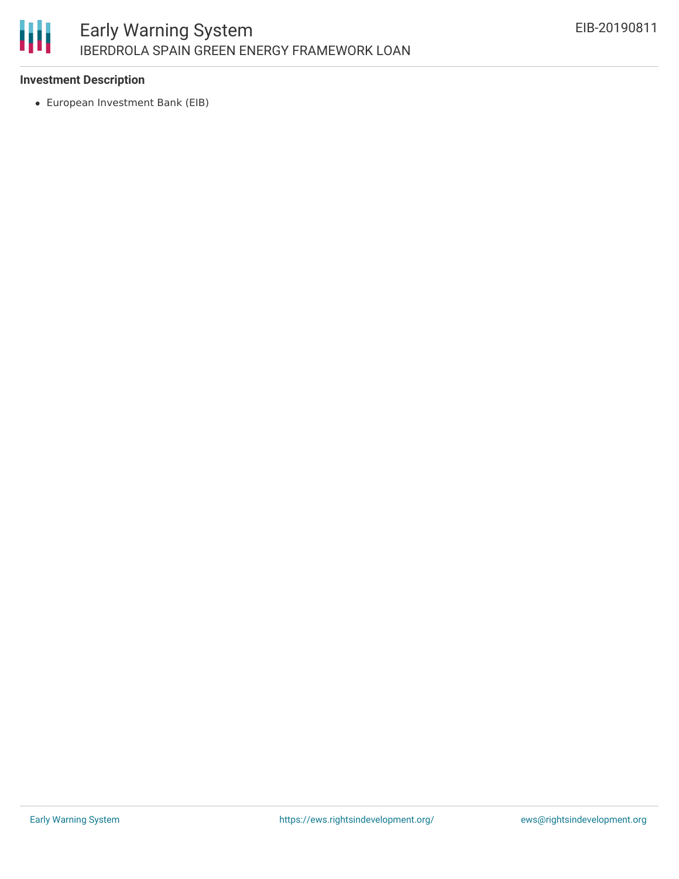**Investment Description**

- European Investment Bank (EIB)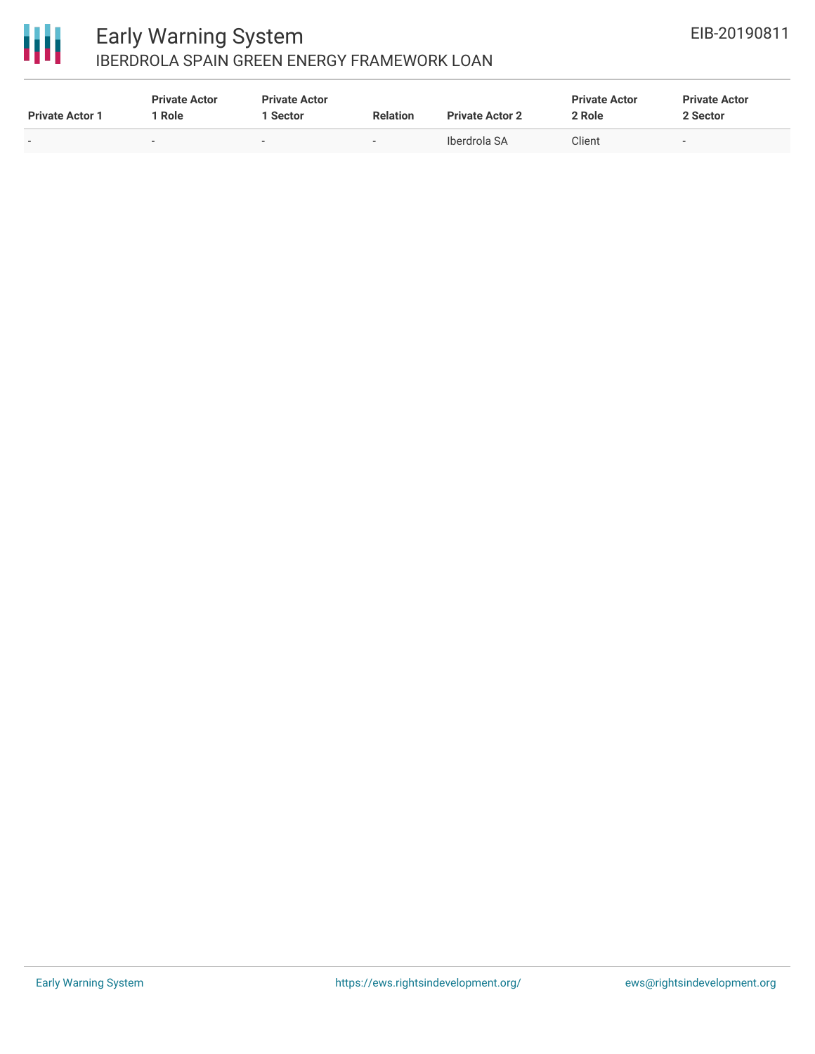| Private Actor 1 | Private Actor 1 Role | Private Actor 1 Sector | Relation | Private Actor 2 | Private Actor 2 Role | Private Actor 2 Sector |
|---|---|---|---|---|---|---|
| - | - | - | - | Iberdrola SA | Client | - |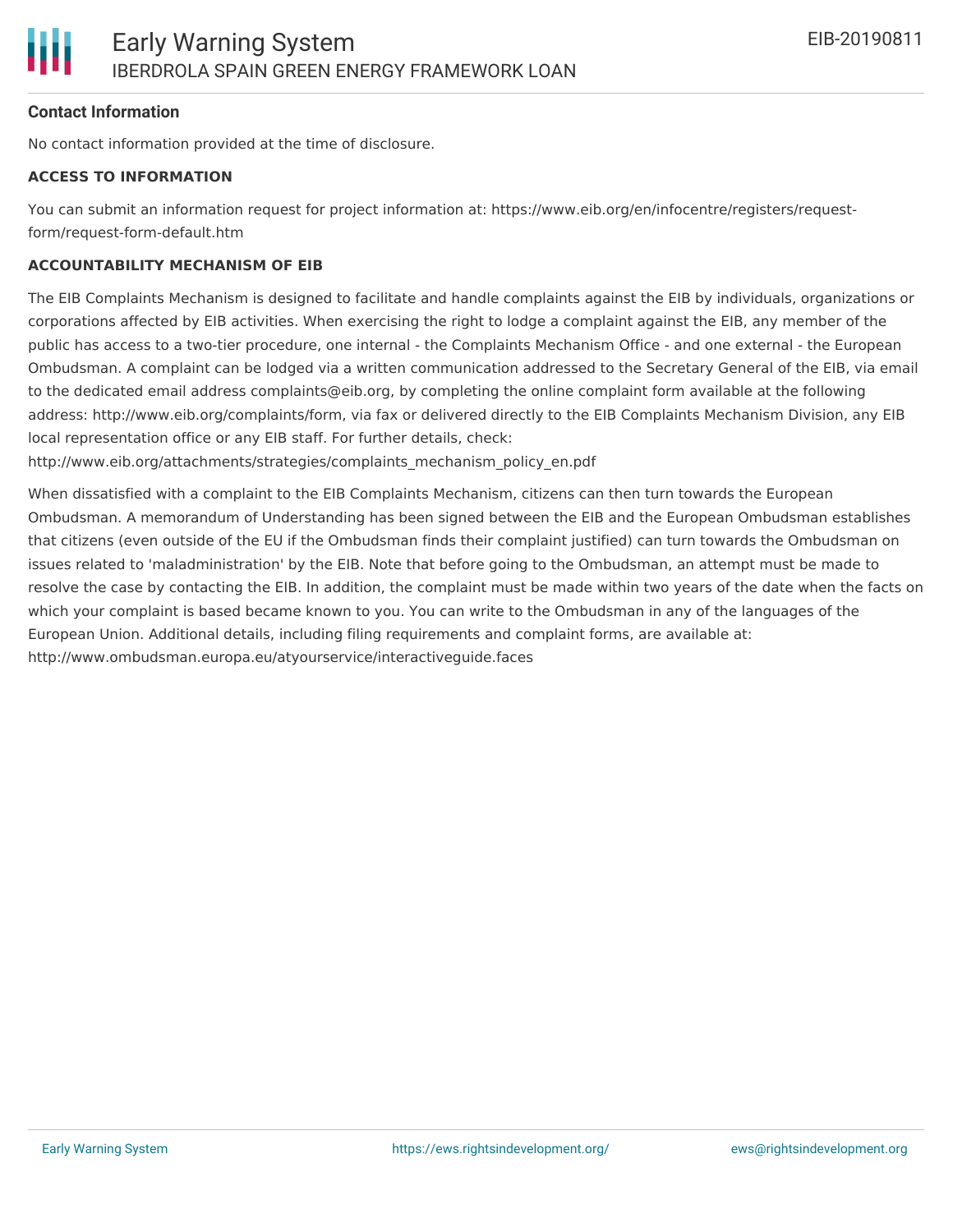**Contact Information**

No contact information provided at the time of disclosure.

**ACCESS TO INFORMATION**

You can submit an information request for project information at: https://www.eib.org/en/infocentre/registers/request-form/request-form-default.htm

**ACCOUNTABILITY MECHANISM OF EIB**

The EIB Complaints Mechanism is designed to facilitate and handle complaints against the EIB by individuals, organizations or corporations affected by EIB activities. When exercising the right to lodge a complaint against the EIB, any member of the public has access to a two-tier procedure, one internal - the Complaints Mechanism Office - and one external - the European Ombudsman. A complaint can be lodged via a written communication addressed to the Secretary General of the EIB, via email to the dedicated email address complaints@eib.org, by completing the online complaint form available at the following address: http://www.eib.org/complaints/form, via fax or delivered directly to the EIB Complaints Mechanism Division, any EIB local representation office or any EIB staff. For further details, check: http://www.eib.org/attachments/strategies/complaints_mechanism_policy_en.pdf

When dissatisfied with a complaint to the EIB Complaints Mechanism, citizens can then turn towards the European Ombudsman. A memorandum of Understanding has been signed between the EIB and the European Ombudsman establishes that citizens (even outside of the EU if the Ombudsman finds their complaint justified) can turn towards the Ombudsman on issues related to 'maladministration' by the EIB. Note that before going to the Ombudsman, an attempt must be made to resolve the case by contacting the EIB. In addition, the complaint must be made within two years of the date when the facts on which your complaint is based became known to you. You can write to the Ombudsman in any of the languages of the European Union. Additional details, including filing requirements and complaint forms, are available at: http://www.ombudsman.europa.eu/atyourservice/interactiveguide.faces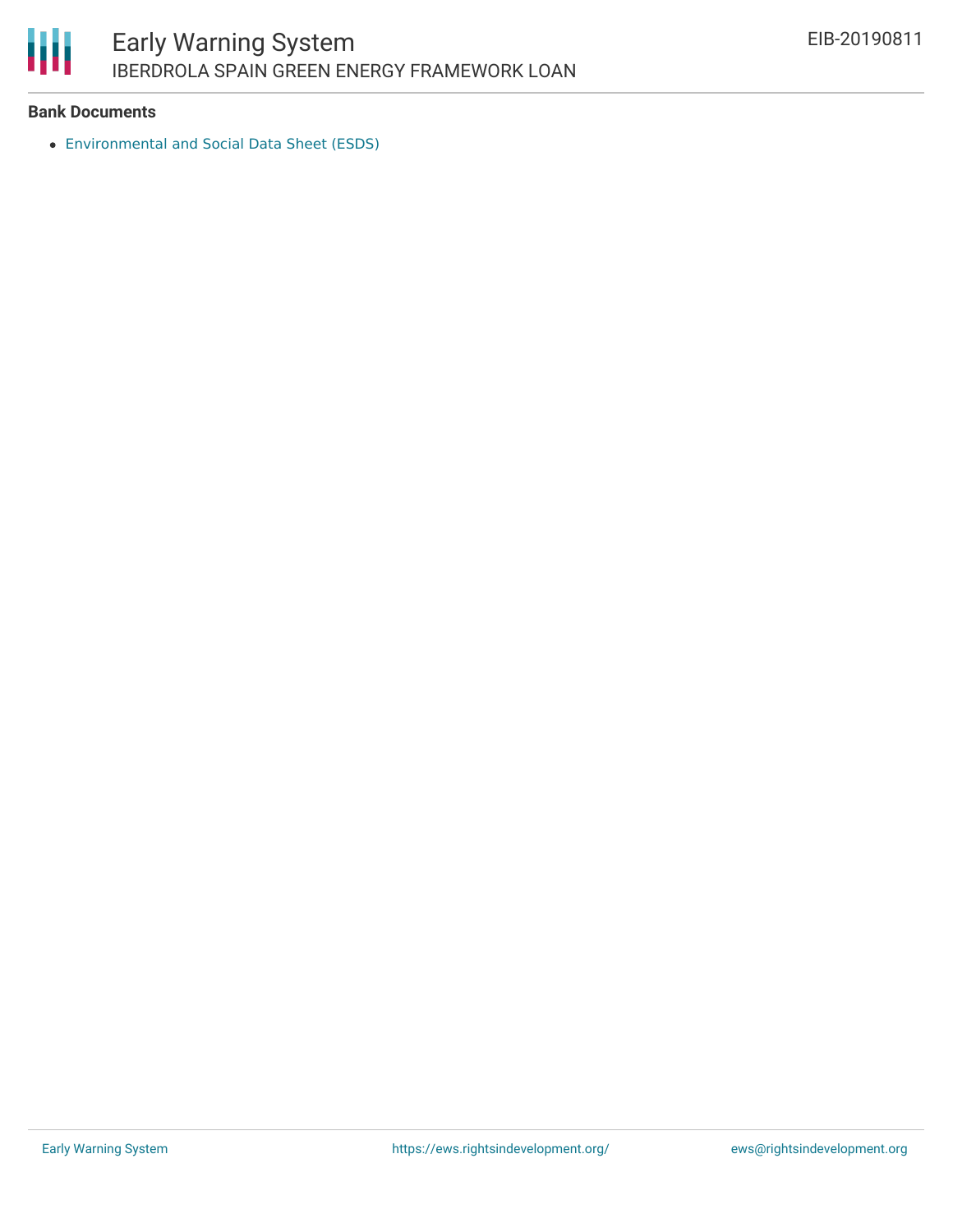**Bank Documents**

- Environmental and Social Data Sheet (ESDS)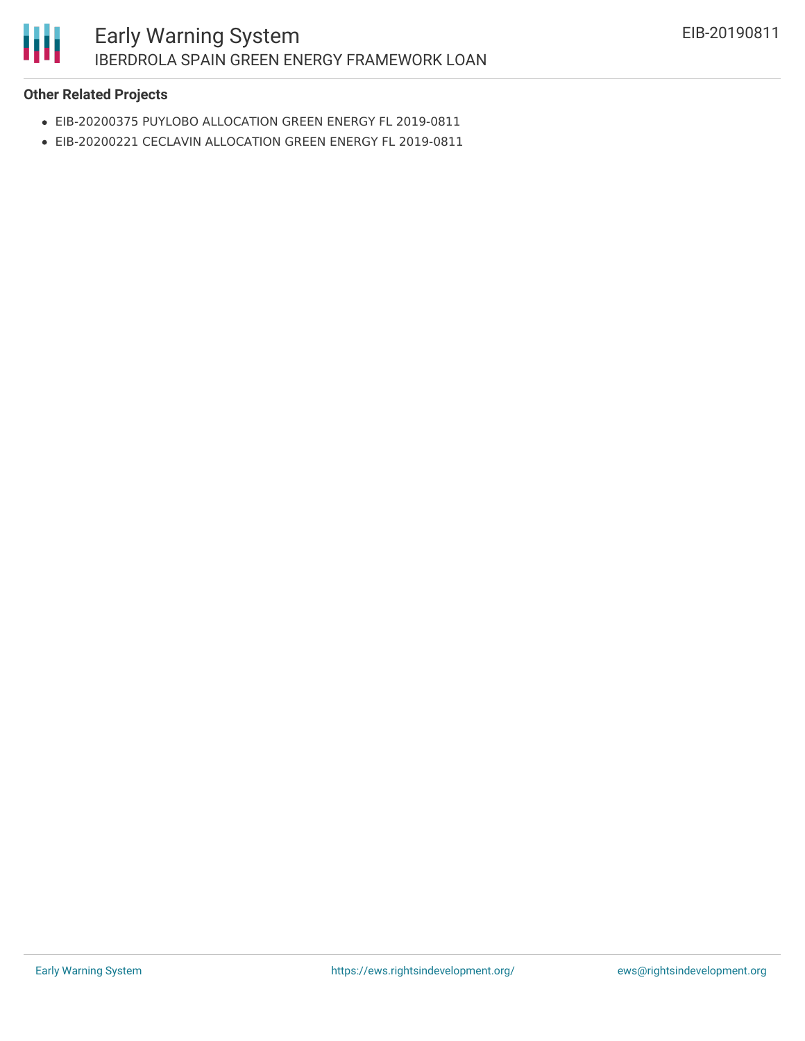**Other Related Projects**

- EIB-20200375 PUYLOBO ALLOCATION GREEN ENERGY FL 2019-0811
- EIB-20200221 CECLAVIN ALLOCATION GREEN ENERGY FL 2019-0811